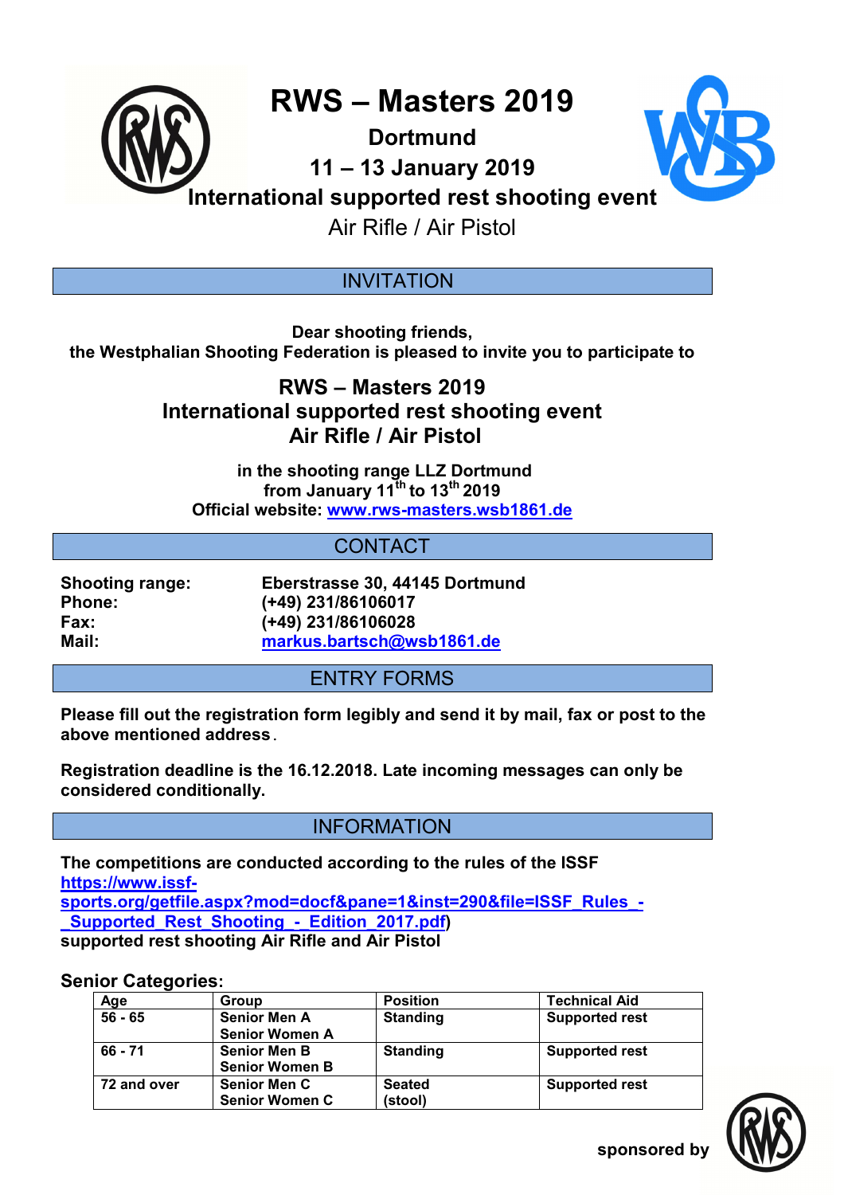# RWS – Masters 2019

**Dortmund**

**11 – 13 January 2019**

**International supported rest shooting event**

Air Rifle / Air Pistol

## INVITATION

**Dear shooting friends,**
**the Westphalian Shooting Federation is pleased to invite you to participate to**

**RWS – Masters 2019**
**International supported rest shooting event**
**Air Rifle / Air Pistol**

**in the shooting range LLZ Dortmund**
**from January 11th to 13th 2019**
**Official website: www.rws-masters.wsb1861.de**

## CONTACT

| | |
|---|---|
| **Shooting range:** | **Eberstrasse 30, 44145 Dortmund** |
| **Phone:** | **(+49) 231/86106017** |
| **Fax:** | **(+49) 231/86106028** |
| **Mail:** | **markus.bartsch@wsb1861.de** |

## ENTRY FORMS

**Please fill out the registration form legibly and send it by mail, fax or post to the above mentioned address.**

**Registration deadline is the 16.12.2018. Late incoming messages can only be considered conditionally.**

## INFORMATION

**The competitions are conducted according to the rules of the ISSF https://www.issf-sports.org/getfile.aspx?mod=docf&pane=1&inst=290&file=ISSF_Rules_-_Supported_Rest_Shooting_-_Edition_2017.pdf) supported rest shooting Air Rifle and Air Pistol**

### Senior Categories:

| Age | Group | Position | Technical Aid |
|---|---|---|---|
| 56 - 65 | Senior Men A<br>Senior Women A | Standing | Supported rest |
| 66 - 71 | Senior Men B<br>Senior Women B | Standing | Supported rest |
| 72 and over | Senior Men C<br>Senior Women C | Seated (stool) | Supported rest |

sponsored by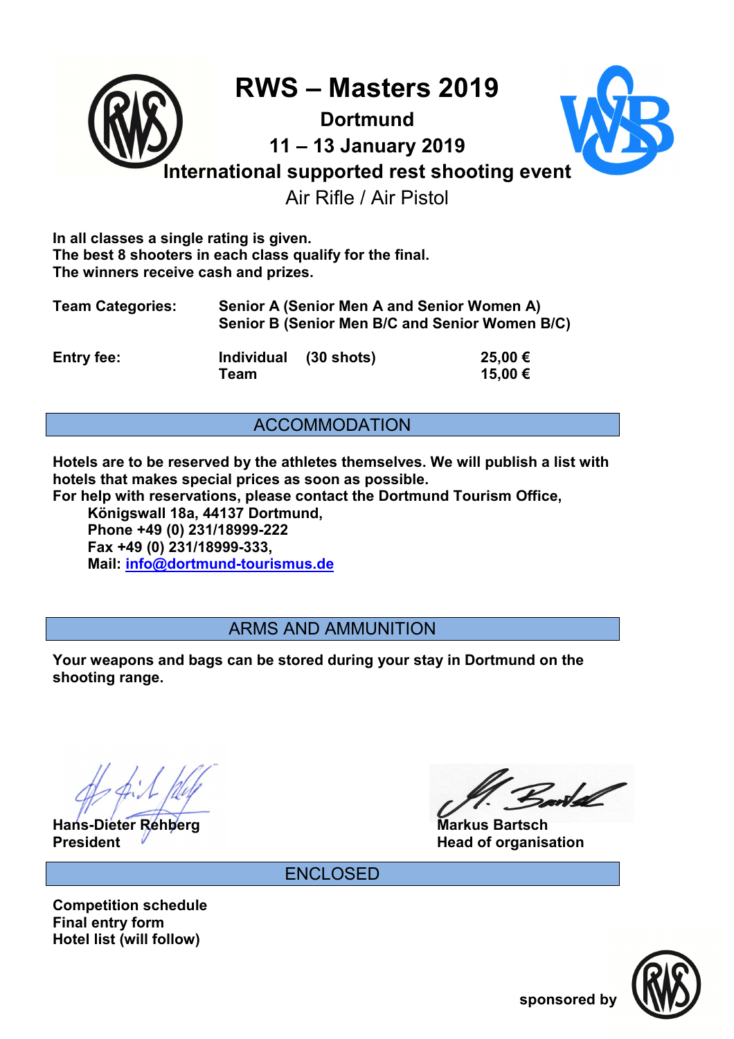# RWS – Masters 2019

## Dortmund

## 11 – 13 January 2019

## International supported rest shooting event

Air Rifle / Air Pistol

**In all classes a single rating is given.**
**The best 8 shooters in each class qualify for the final.**
**The winners receive cash and prizes.**

| | | | |
|---|---|---|---|
| **Team Categories:** | **Senior A (Senior Men A and Senior Women A)** | | |
| | **Senior B (Senior Men B/C and Senior Women B/C)** | | |
| **Entry fee:** | **Individual** | **(30 shots)** | **25,00 €** |
| | **Team** | | **15,00 €** |

## ACCOMMODATION

**Hotels are to be reserved by the athletes themselves. We will publish a list with hotels that makes special prices as soon as possible.**
**For help with reservations, please contact the Dortmund Tourism Office,**
**Königswall 18a, 44137 Dortmund,**
**Phone +49 (0) 231/18999-222**
**Fax +49 (0) 231/18999-333,**
**Mail: info@dortmund-tourismus.de**

## ARMS AND AMMUNITION

**Your weapons and bags can be stored during your stay in Dortmund on the shooting range.**

**Hans-Dieter Rehberg**
**President**

**Markus Bartsch**
**Head of organisation**

## ENCLOSED

**Competition schedule**
**Final entry form**
**Hotel list (will follow)**

**sponsored by**